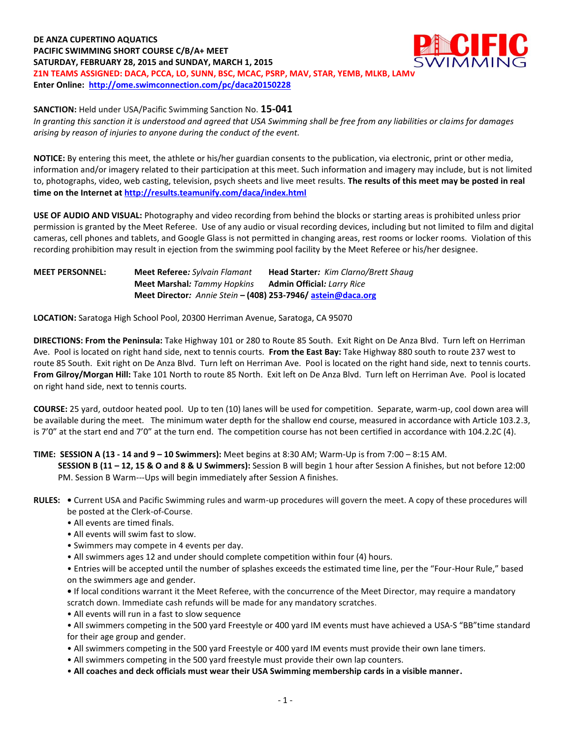**DE ANZA CUPERTINO AQUATICS**
**PACIFIC SWIMMING SHORT COURSE C/B/A+ MEET**
**SATURDAY, FEBRUARY 28, 2015 and SUNDAY, MARCH 1, 2015**
**Z1N TEAMS ASSIGNED: DACA, PCCA, LO, SUNN, BSC, MCAC, PSRP, MAV, STAR, YEMB, MLKB, LAMv**
**Enter Online: http://ome.swimconnection.com/pc/daca20150228**

**SANCTION:** Held under USA/Pacific Swimming Sanction No. **15-041**
*In granting this sanction it is understood and agreed that USA Swimming shall be free from any liabilities or claims for damages arising by reason of injuries to anyone during the conduct of the event.*

**NOTICE:** By entering this meet, the athlete or his/her guardian consents to the publication, via electronic, print or other media, information and/or imagery related to their participation at this meet. Such information and imagery may include, but is not limited to, photographs, video, web casting, television, psych sheets and live meet results. **The results of this meet may be posted in real time on the Internet at http://results.teamunify.com/daca/index.html**

**USE OF AUDIO AND VISUAL:** Photography and video recording from behind the blocks or starting areas is prohibited unless prior permission is granted by the Meet Referee. Use of any audio or visual recording devices, including but not limited to film and digital cameras, cell phones and tablets, and Google Glass is not permitted in changing areas, rest rooms or locker rooms. Violation of this recording prohibition may result in ejection from the swimming pool facility by the Meet Referee or his/her designee.

**MEET PERSONNEL:**
**Meet Referee***: Sylvain Flamant* **Head Starter***: Kim Clarno/Brett Shaug*
**Meet Marshal***: Tammy Hopkins* **Admin Official***: Larry Rice*
**Meet Director***: Annie Stein* **– (408) 253-7946/ astein@daca.org**

**LOCATION:** Saratoga High School Pool, 20300 Herriman Avenue, Saratoga, CA 95070

**DIRECTIONS: From the Peninsula:** Take Highway 101 or 280 to Route 85 South. Exit Right on De Anza Blvd. Turn left on Herriman Ave. Pool is located on right hand side, next to tennis courts. **From the East Bay:** Take Highway 880 south to route 237 west to route 85 South. Exit right on De Anza Blvd. Turn left on Herriman Ave. Pool is located on the right hand side, next to tennis courts. **From Gilroy/Morgan Hill:** Take 101 North to route 85 North. Exit left on De Anza Blvd. Turn left on Herriman Ave. Pool is located on right hand side, next to tennis courts.

**COURSE:** 25 yard, outdoor heated pool. Up to ten (10) lanes will be used for competition. Separate, warm-up, cool down area will be available during the meet. The minimum water depth for the shallow end course, measured in accordance with Article 103.2.3, is 7'0" at the start end and 7'0" at the turn end. The competition course has not been certified in accordance with 104.2.2C (4).

**TIME: SESSION A (13 - 14 and 9 – 10 Swimmers):** Meet begins at 8:30 AM; Warm-Up is from 7:00 – 8:15 AM.
**SESSION B (11 – 12, 15 & O and 8 & U Swimmers):** Session B will begin 1 hour after Session A finishes, but not before 12:00 PM. Session B Warm---Ups will begin immediately after Session A finishes.

**RULES:**
- Current USA and Pacific Swimming rules and warm-up procedures will govern the meet. A copy of these procedures will be posted at the Clerk-of-Course.
- All events are timed finals.
- All events will swim fast to slow.
- Swimmers may compete in 4 events per day.
- All swimmers ages 12 and under should complete competition within four (4) hours.
- Entries will be accepted until the number of splashes exceeds the estimated time line, per the "Four-Hour Rule," based on the swimmers age and gender.
- If local conditions warrant it the Meet Referee, with the concurrence of the Meet Director, may require a mandatory scratch down. Immediate cash refunds will be made for any mandatory scratches.
- All events will run in a fast to slow sequence
- All swimmers competing in the 500 yard Freestyle or 400 yard IM events must have achieved a USA-S "BB"time standard for their age group and gender.
- All swimmers competing in the 500 yard Freestyle or 400 yard IM events must provide their own lane timers.
- All swimmers competing in the 500 yard freestyle must provide their own lap counters.
- **All coaches and deck officials must wear their USA Swimming membership cards in a visible manner.**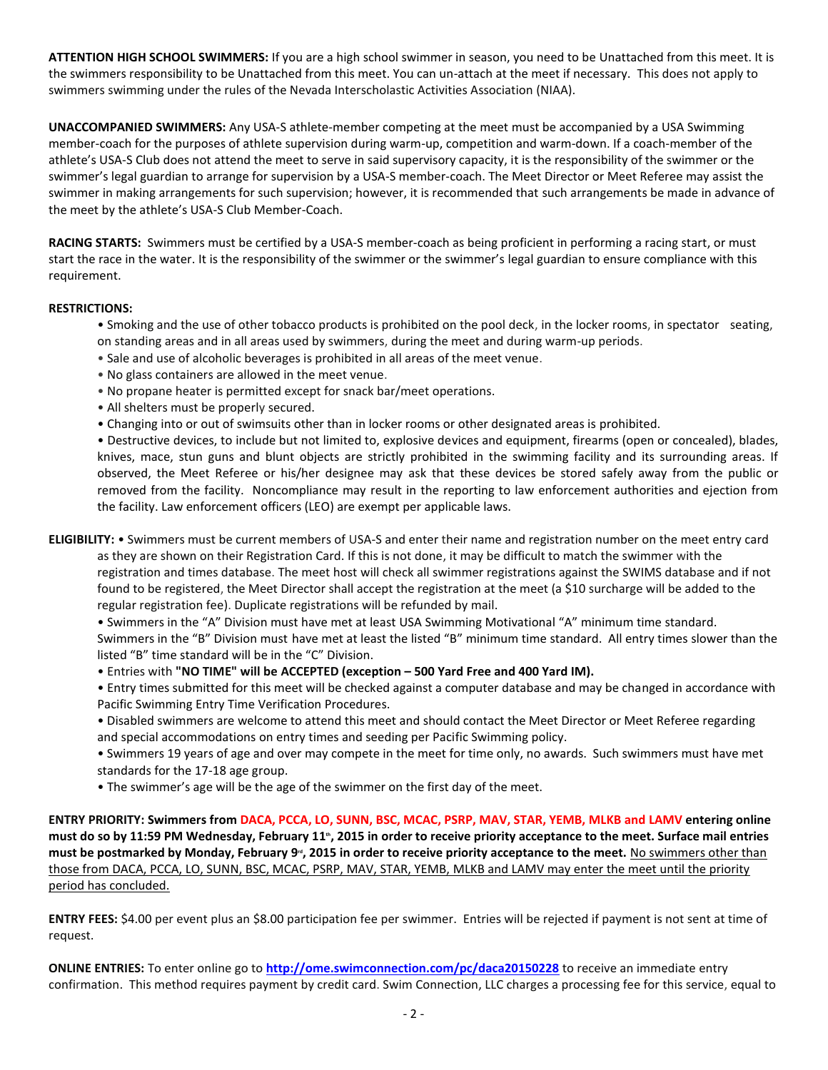**ATTENTION HIGH SCHOOL SWIMMERS:** If you are a high school swimmer in season, you need to be Unattached from this meet. It is the swimmers responsibility to be Unattached from this meet. You can un-attach at the meet if necessary. This does not apply to swimmers swimming under the rules of the Nevada Interscholastic Activities Association (NIAA).

**UNACCOMPANIED SWIMMERS:** Any USA-S athlete-member competing at the meet must be accompanied by a USA Swimming member-coach for the purposes of athlete supervision during warm-up, competition and warm-down. If a coach-member of the athlete's USA-S Club does not attend the meet to serve in said supervisory capacity, it is the responsibility of the swimmer or the swimmer's legal guardian to arrange for supervision by a USA-S member-coach. The Meet Director or Meet Referee may assist the swimmer in making arrangements for such supervision; however, it is recommended that such arrangements be made in advance of the meet by the athlete's USA-S Club Member-Coach.

**RACING STARTS:** Swimmers must be certified by a USA-S member-coach as being proficient in performing a racing start, or must start the race in the water. It is the responsibility of the swimmer or the swimmer's legal guardian to ensure compliance with this requirement.

**RESTRICTIONS:**

- Smoking and the use of other tobacco products is prohibited on the pool deck, in the locker rooms, in spectator seating, on standing areas and in all areas used by swimmers, during the meet and during warm-up periods.
- Sale and use of alcoholic beverages is prohibited in all areas of the meet venue.
- No glass containers are allowed in the meet venue.
- No propane heater is permitted except for snack bar/meet operations.
- All shelters must be properly secured.
- Changing into or out of swimsuits other than in locker rooms or other designated areas is prohibited.
- Destructive devices, to include but not limited to, explosive devices and equipment, firearms (open or concealed), blades, knives, mace, stun guns and blunt objects are strictly prohibited in the swimming facility and its surrounding areas. If observed, the Meet Referee or his/her designee may ask that these devices be stored safely away from the public or removed from the facility. Noncompliance may result in the reporting to law enforcement authorities and ejection from the facility. Law enforcement officers (LEO) are exempt per applicable laws.

**ELIGIBILITY:**

- Swimmers must be current members of USA-S and enter their name and registration number on the meet entry card as they are shown on their Registration Card. If this is not done, it may be difficult to match the swimmer with the registration and times database. The meet host will check all swimmer registrations against the SWIMS database and if not found to be registered, the Meet Director shall accept the registration at the meet (a $10 surcharge will be added to the regular registration fee). Duplicate registrations will be refunded by mail.
- Swimmers in the "A" Division must have met at least USA Swimming Motivational "A" minimum time standard. Swimmers in the "B" Division must have met at least the listed "B" minimum time standard. All entry times slower than the listed "B" time standard will be in the "C" Division.
- Entries with **"NO TIME" will be ACCEPTED (exception – 500 Yard Free and 400 Yard IM).**
- Entry times submitted for this meet will be checked against a computer database and may be changed in accordance with Pacific Swimming Entry Time Verification Procedures.
- Disabled swimmers are welcome to attend this meet and should contact the Meet Director or Meet Referee regarding and special accommodations on entry times and seeding per Pacific Swimming policy.
- Swimmers 19 years of age and over may compete in the meet for time only, no awards. Such swimmers must have met standards for the 17-18 age group.
- The swimmer's age will be the age of the swimmer on the first day of the meet.

**ENTRY PRIORITY: Swimmers from DACA, PCCA, LO, SUNN, BSC, MCAC, PSRP, MAV, STAR, YEMB, MLKB and LAMV entering online must do so by 11:59 PM Wednesday, February 11th, 2015 in order to receive priority acceptance to the meet. Surface mail entries must be postmarked by Monday, February 9rd, 2015 in order to receive priority acceptance to the meet.** No swimmers other than those from DACA, PCCA, LO, SUNN, BSC, MCAC, PSRP, MAV, STAR, YEMB, MLKB and LAMV may enter the meet until the priority period has concluded.

**ENTRY FEES:** $4.00 per event plus an $8.00 participation fee per swimmer. Entries will be rejected if payment is not sent at time of request.

**ONLINE ENTRIES:** To enter online go to **http://ome.swimconnection.com/pc/daca20150228** to receive an immediate entry confirmation. This method requires payment by credit card. Swim Connection, LLC charges a processing fee for this service, equal to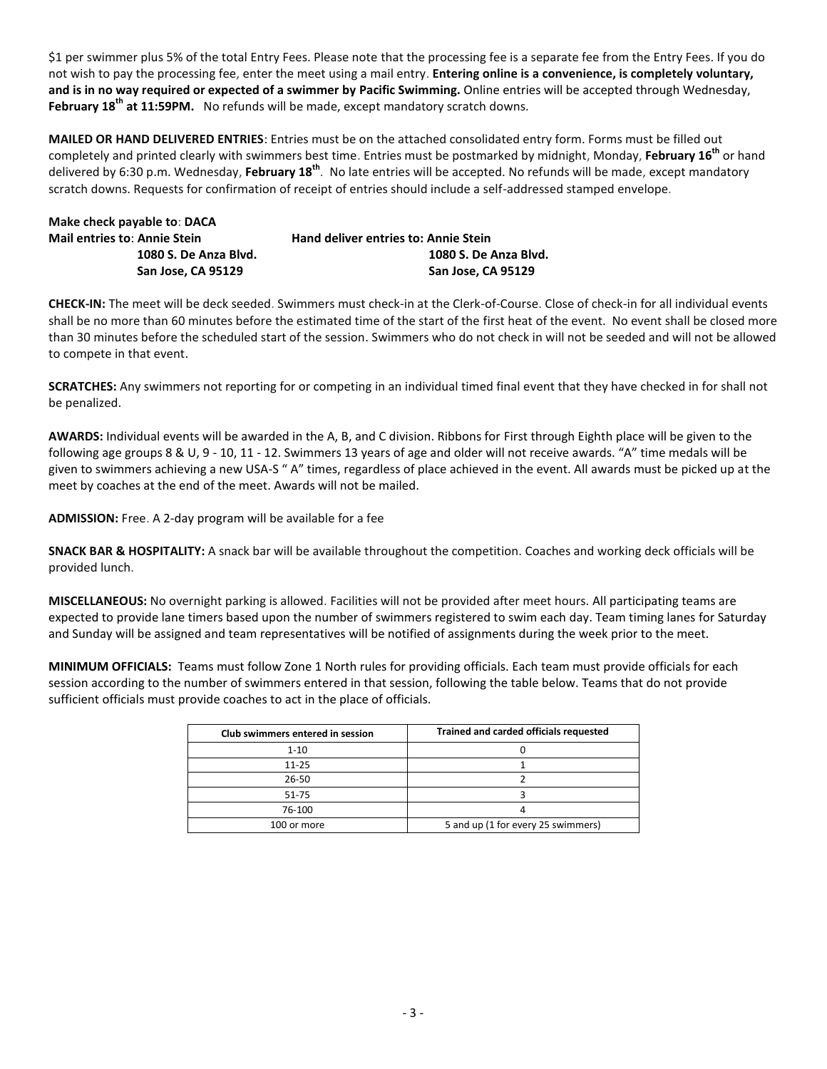$1 per swimmer plus 5% of the total Entry Fees. Please note that the processing fee is a separate fee from the Entry Fees. If you do not wish to pay the processing fee, enter the meet using a mail entry. **Entering online is a convenience, is completely voluntary, and is in no way required or expected of a swimmer by Pacific Swimming.** Online entries will be accepted through Wednesday, **February 18th at 11:59PM.** No refunds will be made, except mandatory scratch downs.

**MAILED OR HAND DELIVERED ENTRIES**: Entries must be on the attached consolidated entry form. Forms must be filled out completely and printed clearly with swimmers best time. Entries must be postmarked by midnight, Monday, **February 16th** or hand delivered by 6:30 p.m. Wednesday, **February 18th**. No late entries will be accepted. No refunds will be made, except mandatory scratch downs. Requests for confirmation of receipt of entries should include a self-addressed stamped envelope.

**Make check payable to**: **DACA**

**Mail entries to**: **Annie Stein**
**1080 S. De Anza Blvd.**
**San Jose, CA 95129**

**Hand deliver entries to: Annie Stein**
**1080 S. De Anza Blvd.**
**San Jose, CA 95129**

**CHECK-IN:** The meet will be deck seeded. Swimmers must check-in at the Clerk-of-Course. Close of check-in for all individual events shall be no more than 60 minutes before the estimated time of the start of the first heat of the event. No event shall be closed more than 30 minutes before the scheduled start of the session. Swimmers who do not check in will not be seeded and will not be allowed to compete in that event.

**SCRATCHES:** Any swimmers not reporting for or competing in an individual timed final event that they have checked in for shall not be penalized.

**AWARDS:** Individual events will be awarded in the A, B, and C division. Ribbons for First through Eighth place will be given to the following age groups 8 & U, 9 - 10, 11 - 12. Swimmers 13 years of age and older will not receive awards. "A" time medals will be given to swimmers achieving a new USA-S " A" times, regardless of place achieved in the event. All awards must be picked up at the meet by coaches at the end of the meet. Awards will not be mailed.

**ADMISSION:** Free. A 2-day program will be available for a fee

**SNACK BAR & HOSPITALITY:** A snack bar will be available throughout the competition. Coaches and working deck officials will be provided lunch.

**MISCELLANEOUS:** No overnight parking is allowed. Facilities will not be provided after meet hours. All participating teams are expected to provide lane timers based upon the number of swimmers registered to swim each day. Team timing lanes for Saturday and Sunday will be assigned and team representatives will be notified of assignments during the week prior to the meet.

**MINIMUM OFFICIALS:** Teams must follow Zone 1 North rules for providing officials. Each team must provide officials for each session according to the number of swimmers entered in that session, following the table below. Teams that do not provide sufficient officials must provide coaches to act in the place of officials.

| Club swimmers entered in session | Trained and carded officials requested |
|---|---|
| 1-10 | 0 |
| 11-25 | 1 |
| 26-50 | 2 |
| 51-75 | 3 |
| 76-100 | 4 |
| 100 or more | 5 and up (1 for every 25 swimmers) |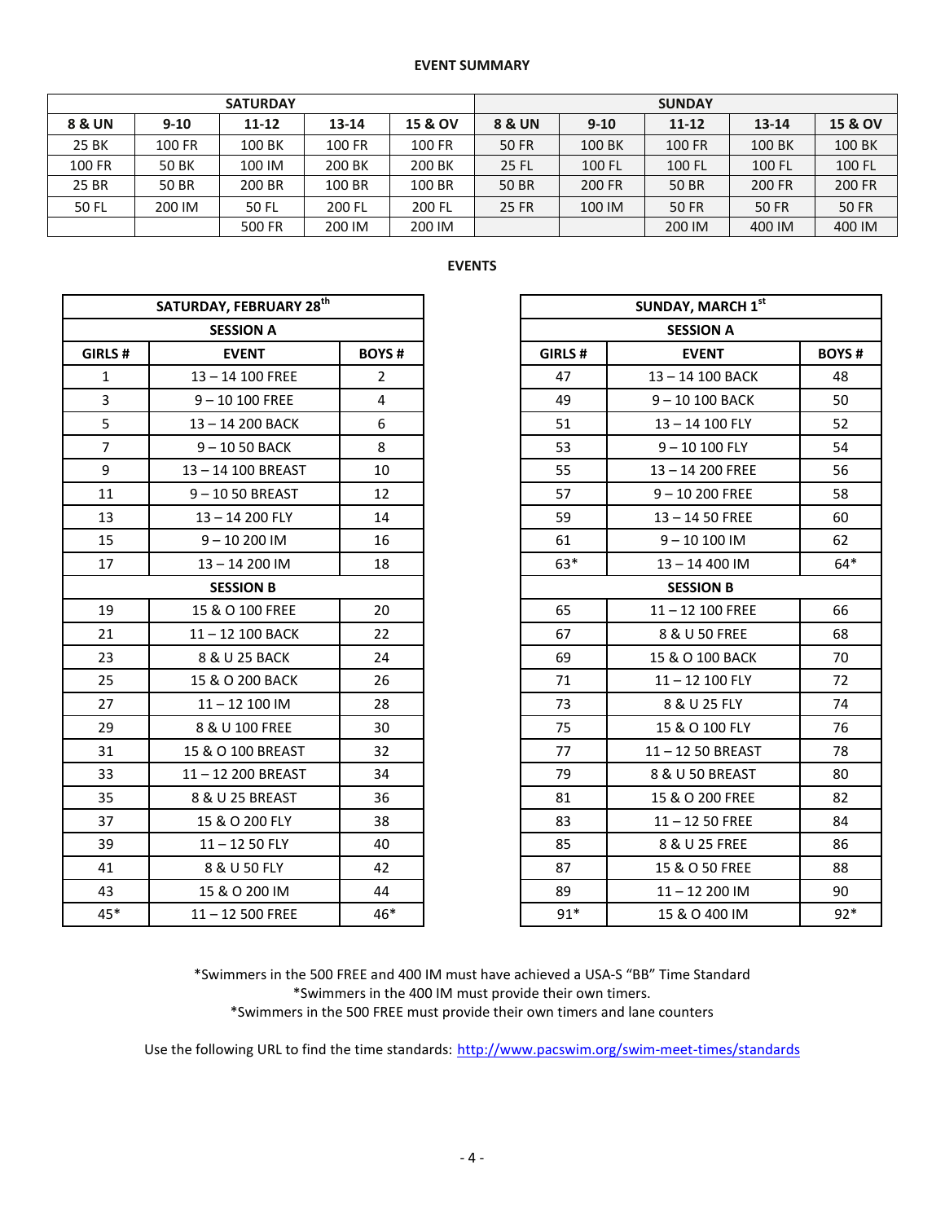### EVENT SUMMARY

| SATURDAY | | | | | SUNDAY | | | | |
|---|---|---|---|---|---|---|---|---|---|
| **8 & UN** | **9-10** | **11-12** | **13-14** | **15 & OV** | **8 & UN** | **9-10** | **11-12** | **13-14** | **15 & OV** |
| 25 BK | 100 FR | 100 BK | 100 FR | 100 FR | 50 FR | 100 BK | 100 FR | 100 BK | 100 BK |
| 100 FR | 50 BK | 100 IM | 200 BK | 200 BK | 25 FL | 100 FL | 100 FL | 100 FL | 100 FL |
| 25 BR | 50 BR | 200 BR | 100 BR | 100 BR | 50 BR | 200 FR | 50 BR | 200 FR | 200 FR |
| 50 FL | 200 IM | 50 FL | 200 FL | 200 FL | 25 FR | 100 IM | 50 FR | 50 FR | 50 FR |
| | | 500 FR | 200 IM | 200 IM | | | 200 IM | 400 IM | 400 IM |

### EVENTS

| SATURDAY, FEBRUARY 28th | | |
|---|---|---|
| **SESSION A** | | |
| **GIRLS #** | **EVENT** | **BOYS #** |
| 1 | 13 – 14 100 FREE | 2 |
| 3 | 9 – 10 100 FREE | 4 |
| 5 | 13 – 14 200 BACK | 6 |
| 7 | 9 – 10 50 BACK | 8 |
| 9 | 13 – 14 100 BREAST | 10 |
| 11 | 9 – 10 50 BREAST | 12 |
| 13 | 13 – 14 200 FLY | 14 |
| 15 | 9 – 10 200 IM | 16 |
| 17 | 13 – 14 200 IM | 18 |
| **SESSION B** | | |
| 19 | 15 & O 100 FREE | 20 |
| 21 | 11 – 12 100 BACK | 22 |
| 23 | 8 & U 25 BACK | 24 |
| 25 | 15 & O 200 BACK | 26 |
| 27 | 11 – 12 100 IM | 28 |
| 29 | 8 & U 100 FREE | 30 |
| 31 | 15 & O 100 BREAST | 32 |
| 33 | 11 – 12 200 BREAST | 34 |
| 35 | 8 & U 25 BREAST | 36 |
| 37 | 15 & O 200 FLY | 38 |
| 39 | 11 – 12 50 FLY | 40 |
| 41 | 8 & U 50 FLY | 42 |
| 43 | 15 & O 200 IM | 44 |
| 45* | 11 – 12 500 FREE | 46* |

| SUNDAY, MARCH 1st | | |
|---|---|---|
| **SESSION A** | | |
| **GIRLS #** | **EVENT** | **BOYS #** |
| 47 | 13 – 14 100 BACK | 48 |
| 49 | 9 – 10 100 BACK | 50 |
| 51 | 13 – 14 100 FLY | 52 |
| 53 | 9 – 10 100 FLY | 54 |
| 55 | 13 – 14 200 FREE | 56 |
| 57 | 9 – 10 200 FREE | 58 |
| 59 | 13 – 14 50 FREE | 60 |
| 61 | 9 – 10 100 IM | 62 |
| 63* | 13 – 14 400 IM | 64* |
| **SESSION B** | | |
| 65 | 11 – 12 100 FREE | 66 |
| 67 | 8 & U 50 FREE | 68 |
| 69 | 15 & O 100 BACK | 70 |
| 71 | 11 – 12 100 FLY | 72 |
| 73 | 8 & U 25 FLY | 74 |
| 75 | 15 & O 100 FLY | 76 |
| 77 | 11 – 12 50 BREAST | 78 |
| 79 | 8 & U 50 BREAST | 80 |
| 81 | 15 & O 200 FREE | 82 |
| 83 | 11 – 12 50 FREE | 84 |
| 85 | 8 & U 25 FREE | 86 |
| 87 | 15 & O 50 FREE | 88 |
| 89 | 11 – 12 200 IM | 90 |
| 91* | 15 & O 400 IM | 92* |

*Swimmers in the 500 FREE and 400 IM must have achieved a USA-S "BB" Time Standard
*Swimmers in the 400 IM must provide their own timers.
*Swimmers in the 500 FREE must provide their own timers and lane counters

Use the following URL to find the time standards: http://www.pacswim.org/swim-meet-times/standards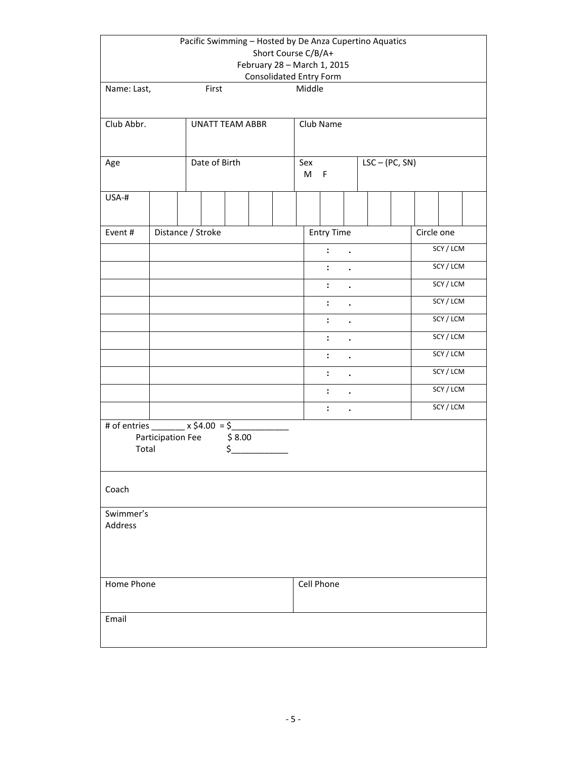Pacific Swimming – Hosted by De Anza Cupertino Aquatics
Short Course C/B/A+
February 28 – March 1, 2015
Consolidated Entry Form

| Name: Last, | First | Middle |
|---|---|---|
| | | |

| Club Abbr. | UNATT TEAM ABBR | Club Name |
|---|---|---|
| | | |

| Age | Date of Birth | Sex M F | LSC – (PC, SN) |
|---|---|---|---|
| | | | |

| USA-# | | | | | | | | | | | | | | |
|---|---|---|---|---|---|---|---|---|---|---|---|---|---|---|

| Event # | Distance / Stroke | Entry Time | Circle one |
|---|---|---|---|
| | | : . | SCY / LCM |
| | | : . | SCY / LCM |
| | | : . | SCY / LCM |
| | | : . | SCY / LCM |
| | | : . | SCY / LCM |
| | | : . | SCY / LCM |
| | | : . | SCY / LCM |
| | | : . | SCY / LCM |
| | | : . | SCY / LCM |
| | | : . | SCY / LCM |

# of entries _______ x $4.00 = $____________
Participation Fee $ 8.00
Total $____________

Coach

Swimmer's Address

| Home Phone | Cell Phone |
|---|---|
| | |

Email